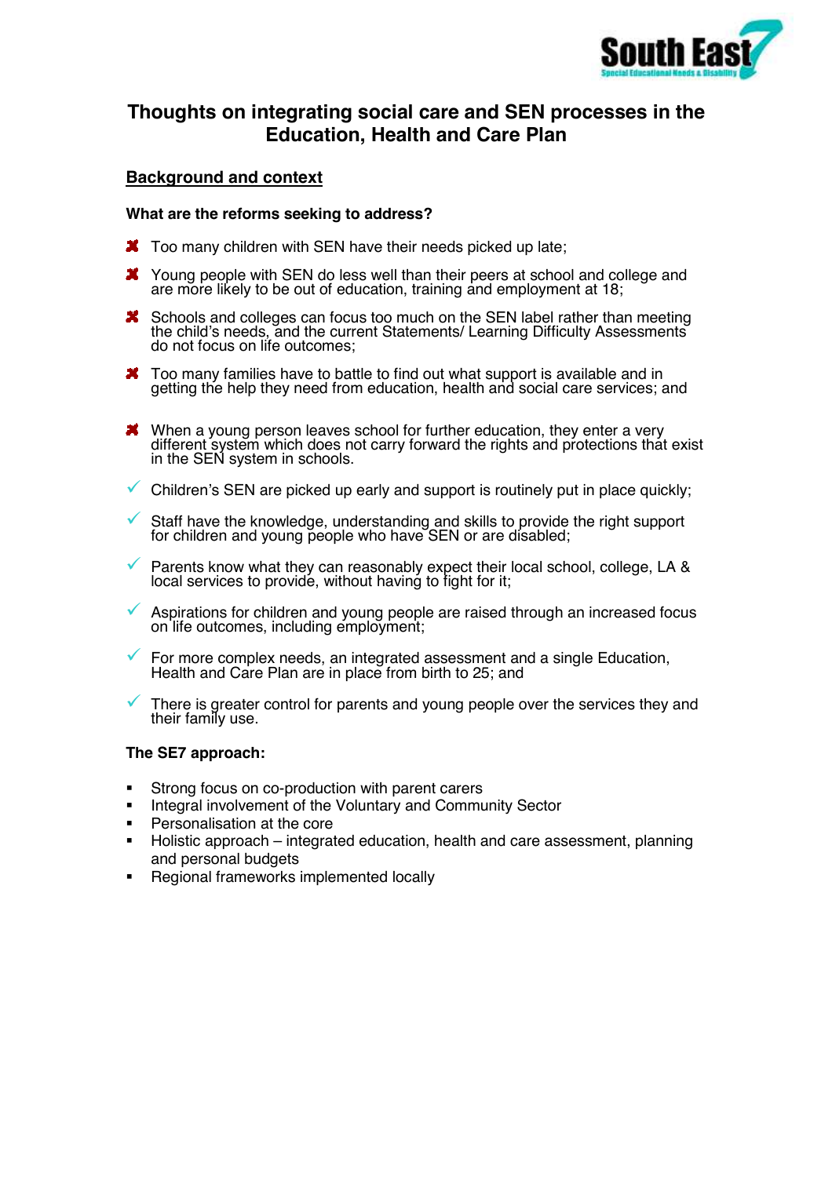# Thoughts on integrating social care and SEN processes in the Education, Health and Care Plan

## Background and context

### What are the reforms seeking to address?

- ✖ Too many children with SEN have their needs picked up late;
- ✖ Young people with SEN do less well than their peers at school and college and are more likely to be out of education, training and employment at 18;
- ✖ Schools and colleges can focus too much on the SEN label rather than meeting the child's needs, and the current Statements/ Learning Difficulty Assessments do not focus on life outcomes;
- ✖ Too many families have to battle to find out what support is available and in getting the help they need from education, health and social care services; and
- ✖ When a young person leaves school for further education, they enter a very different system which does not carry forward the rights and protections that exist in the SEN system in schools.
- ✓ Children's SEN are picked up early and support is routinely put in place quickly;
- ✓ Staff have the knowledge, understanding and skills to provide the right support for children and young people who have SEN or are disabled;
- ✓ Parents know what they can reasonably expect their local school, college, LA & local services to provide, without having to fight for it;
- ✓ Aspirations for children and young people are raised through an increased focus on life outcomes, including employment;
- ✓ For more complex needs, an integrated assessment and a single Education, Health and Care Plan are in place from birth to 25; and
- ✓ There is greater control for parents and young people over the services they and their family use.

### The SE7 approach:

- Strong focus on co-production with parent carers
- Integral involvement of the Voluntary and Community Sector
- Personalisation at the core
- Holistic approach – integrated education, health and care assessment, planning and personal budgets
- Regional frameworks implemented locally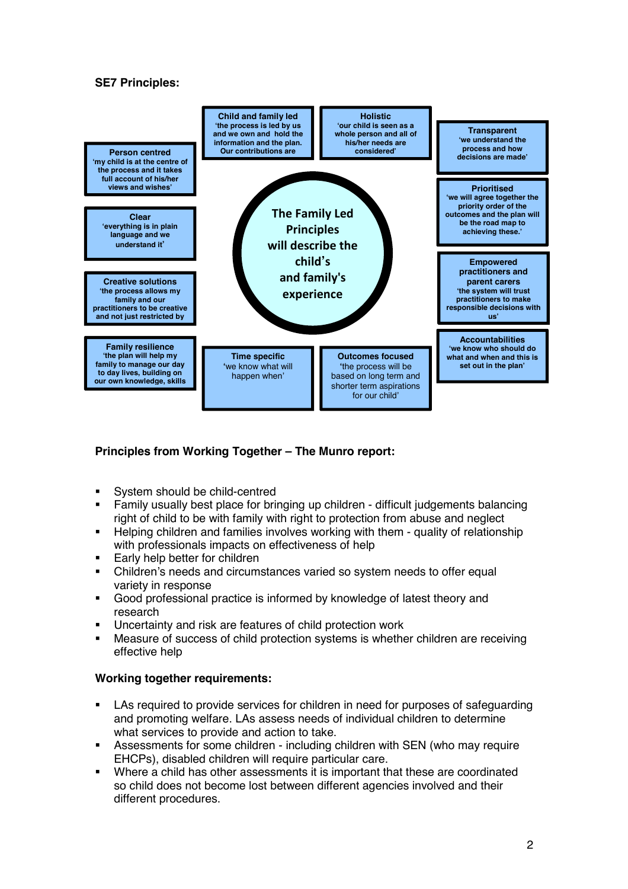**SE7 Principles:**

**The Family Led Principles will describe the child's and family's experience**

- **Person centred** 'my child is at the centre of the process and it takes full account of his/her views and wishes'
- **Child and family led** 'the process is led by us and we own and hold the information and the plan. Our contributions are
- **Holistic** 'our child is seen as a whole person and all of his/her needs are considered'
- **Transparent** 'we understand the process and how decisions are made'
- **Clear** 'everything is in plain language and we understand it'
- **Prioritised** 'we will agree together the priority order of the outcomes and the plan will be the road map to achieving these.'
- **Creative solutions** 'the process allows my family and our practitioners to be creative and not just restricted by
- **Empowered practitioners and parent carers** 'the system will trust practitioners to make responsible decisions with us'
- **Family resilience** 'the plan will help my family to manage our day to day lives, building on our own knowledge, skills
- **Accountabilities** 'we know who should do what and when and this is set out in the plan'
- **Time specific** 'we know what will happen when'
- **Outcomes focused** 'the process will be based on long term and shorter term aspirations for our child'

**Principles from Working Together – The Munro report:**

- System should be child-centred
- Family usually best place for bringing up children - difficult judgements balancing right of child to be with family with right to protection from abuse and neglect
- Helping children and families involves working with them - quality of relationship with professionals impacts on effectiveness of help
- Early help better for children
- Children's needs and circumstances varied so system needs to offer equal variety in response
- Good professional practice is informed by knowledge of latest theory and research
- Uncertainty and risk are features of child protection work
- Measure of success of child protection systems is whether children are receiving effective help

**Working together requirements:**

- LAs required to provide services for children in need for purposes of safeguarding and promoting welfare. LAs assess needs of individual children to determine what services to provide and action to take.
- Assessments for some children - including children with SEN (who may require EHCPs), disabled children will require particular care.
- Where a child has other assessments it is important that these are coordinated so child does not become lost between different agencies involved and their different procedures.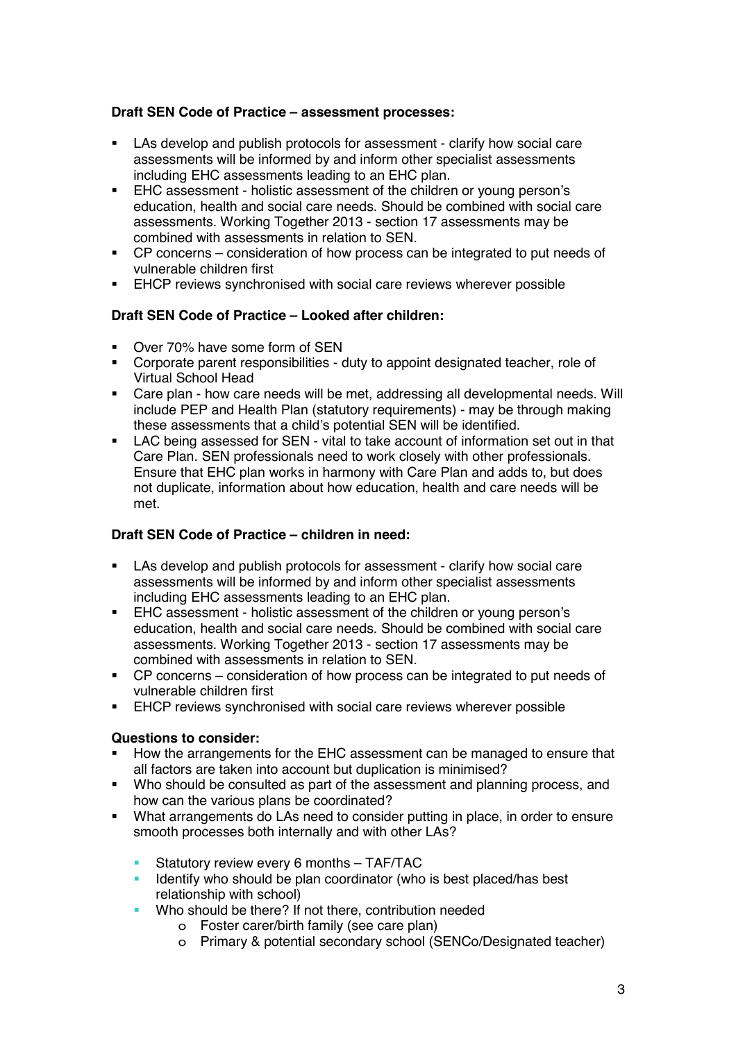**Draft SEN Code of Practice – assessment processes:**

- LAs develop and publish protocols for assessment - clarify how social care assessments will be informed by and inform other specialist assessments including EHC assessments leading to an EHC plan.
- EHC assessment - holistic assessment of the children or young person's education, health and social care needs. Should be combined with social care assessments. Working Together 2013 - section 17 assessments may be combined with assessments in relation to SEN.
- CP concerns – consideration of how process can be integrated to put needs of vulnerable children first
- EHCP reviews synchronised with social care reviews wherever possible

**Draft SEN Code of Practice – Looked after children:**

- Over 70% have some form of SEN
- Corporate parent responsibilities - duty to appoint designated teacher, role of Virtual School Head
- Care plan - how care needs will be met, addressing all developmental needs. Will include PEP and Health Plan (statutory requirements) - may be through making these assessments that a child's potential SEN will be identified.
- LAC being assessed for SEN - vital to take account of information set out in that Care Plan. SEN professionals need to work closely with other professionals. Ensure that EHC plan works in harmony with Care Plan and adds to, but does not duplicate, information about how education, health and care needs will be met.

**Draft SEN Code of Practice – children in need:**

- LAs develop and publish protocols for assessment - clarify how social care assessments will be informed by and inform other specialist assessments including EHC assessments leading to an EHC plan.
- EHC assessment - holistic assessment of the children or young person's education, health and social care needs. Should be combined with social care assessments. Working Together 2013 - section 17 assessments may be combined with assessments in relation to SEN.
- CP concerns – consideration of how process can be integrated to put needs of vulnerable children first
- EHCP reviews synchronised with social care reviews wherever possible

**Questions to consider:**

- How the arrangements for the EHC assessment can be managed to ensure that all factors are taken into account but duplication is minimised?
- Who should be consulted as part of the assessment and planning process, and how can the various plans be coordinated?
- What arrangements do LAs need to consider putting in place, in order to ensure smooth processes both internally and with other LAs?
  - Statutory review every 6 months – TAF/TAC
  - Identify who should be plan coordinator (who is best placed/has best relationship with school)
  - Who should be there? If not there, contribution needed
    - Foster carer/birth family (see care plan)
    - Primary & potential secondary school (SENCo/Designated teacher)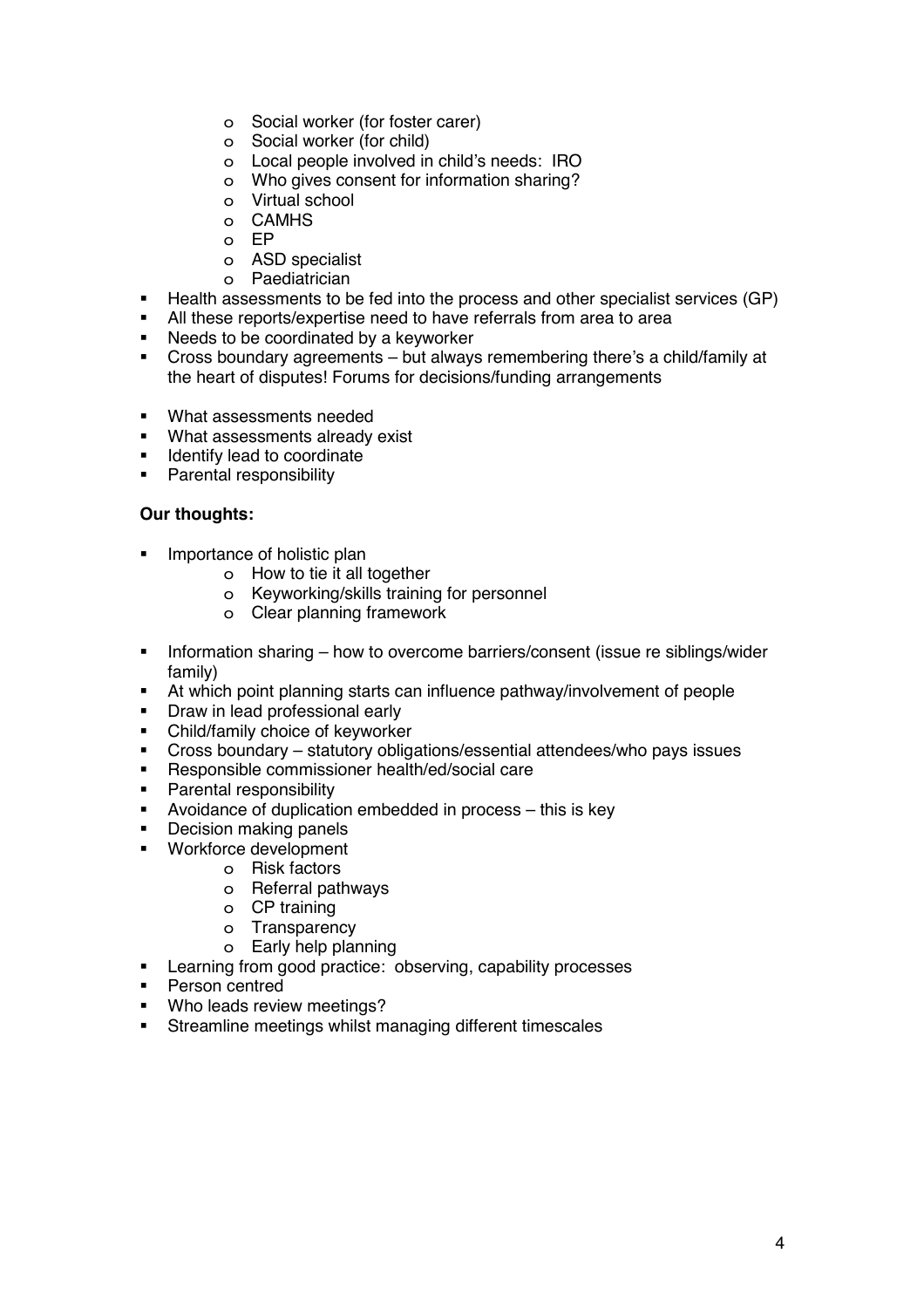- Social worker (for foster carer)
  - Social worker (for child)
  - Local people involved in child's needs: IRO
  - Who gives consent for information sharing?
  - Virtual school
  - CAMHS
  - EP
  - ASD specialist
  - Paediatrician
- Health assessments to be fed into the process and other specialist services (GP)
- All these reports/expertise need to have referrals from area to area
- Needs to be coordinated by a keyworker
- Cross boundary agreements – but always remembering there's a child/family at the heart of disputes! Forums for decisions/funding arrangements

- What assessments needed
- What assessments already exist
- Identify lead to coordinate
- Parental responsibility

**Our thoughts:**

- Importance of holistic plan
  - How to tie it all together
  - Keyworking/skills training for personnel
  - Clear planning framework

- Information sharing – how to overcome barriers/consent (issue re siblings/wider family)
- At which point planning starts can influence pathway/involvement of people
- Draw in lead professional early
- Child/family choice of keyworker
- Cross boundary – statutory obligations/essential attendees/who pays issues
- Responsible commissioner health/ed/social care
- Parental responsibility
- Avoidance of duplication embedded in process – this is key
- Decision making panels
- Workforce development
  - Risk factors
  - Referral pathways
  - CP training
  - Transparency
  - Early help planning
- Learning from good practice: observing, capability processes
- Person centred
- Who leads review meetings?
- Streamline meetings whilst managing different timescales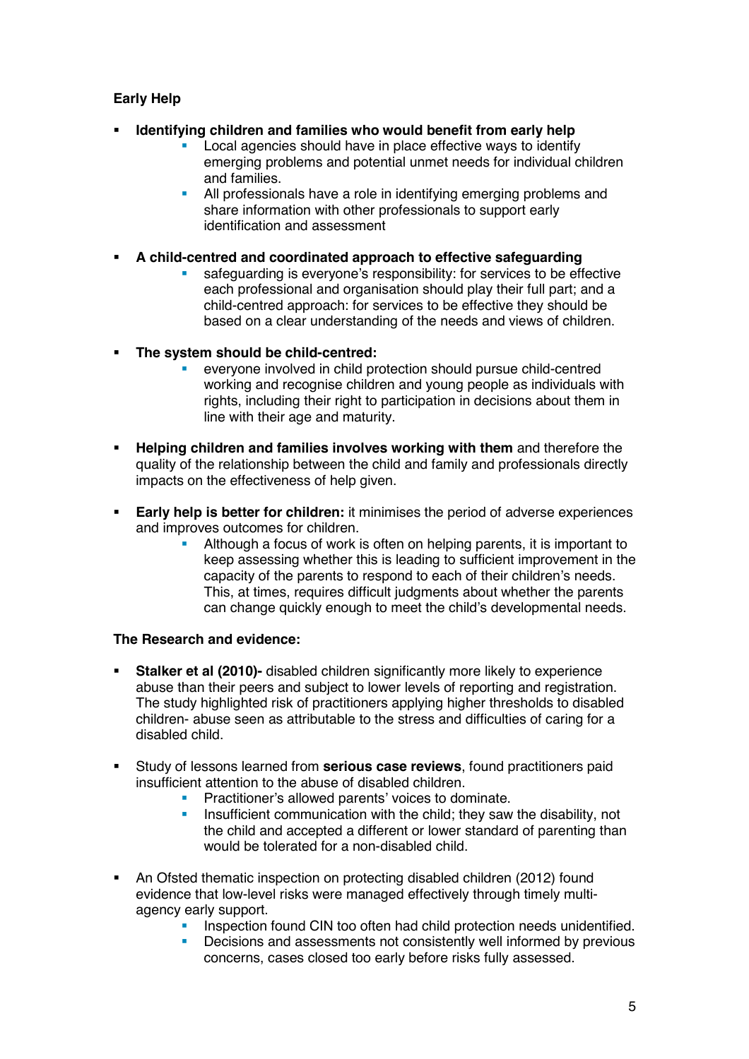**Early Help**

- **Identifying children and families who would benefit from early help**
    - Local agencies should have in place effective ways to identify emerging problems and potential unmet needs for individual children and families.
    - All professionals have a role in identifying emerging problems and share information with other professionals to support early identification and assessment

- **A child-centred and coordinated approach to effective safeguarding**
    - safeguarding is everyone's responsibility: for services to be effective each professional and organisation should play their full part; and a child-centred approach: for services to be effective they should be based on a clear understanding of the needs and views of children.

- **The system should be child-centred:**
    - everyone involved in child protection should pursue child-centred working and recognise children and young people as individuals with rights, including their right to participation in decisions about them in line with their age and maturity.

- **Helping children and families involves working with them** and therefore the quality of the relationship between the child and family and professionals directly impacts on the effectiveness of help given.

- **Early help is better for children:** it minimises the period of adverse experiences and improves outcomes for children.
    - Although a focus of work is often on helping parents, it is important to keep assessing whether this is leading to sufficient improvement in the capacity of the parents to respond to each of their children's needs. This, at times, requires difficult judgments about whether the parents can change quickly enough to meet the child's developmental needs.

**The Research and evidence:**

- **Stalker et al (2010)-** disabled children significantly more likely to experience abuse than their peers and subject to lower levels of reporting and registration. The study highlighted risk of practitioners applying higher thresholds to disabled children- abuse seen as attributable to the stress and difficulties of caring for a disabled child.

- Study of lessons learned from **serious case reviews**, found practitioners paid insufficient attention to the abuse of disabled children.
    - Practitioner's allowed parents' voices to dominate.
    - Insufficient communication with the child; they saw the disability, not the child and accepted a different or lower standard of parenting than would be tolerated for a non-disabled child.

- An Ofsted thematic inspection on protecting disabled children (2012) found evidence that low-level risks were managed effectively through timely multi-agency early support.
    - Inspection found CIN too often had child protection needs unidentified.
    - Decisions and assessments not consistently well informed by previous concerns, cases closed too early before risks fully assessed.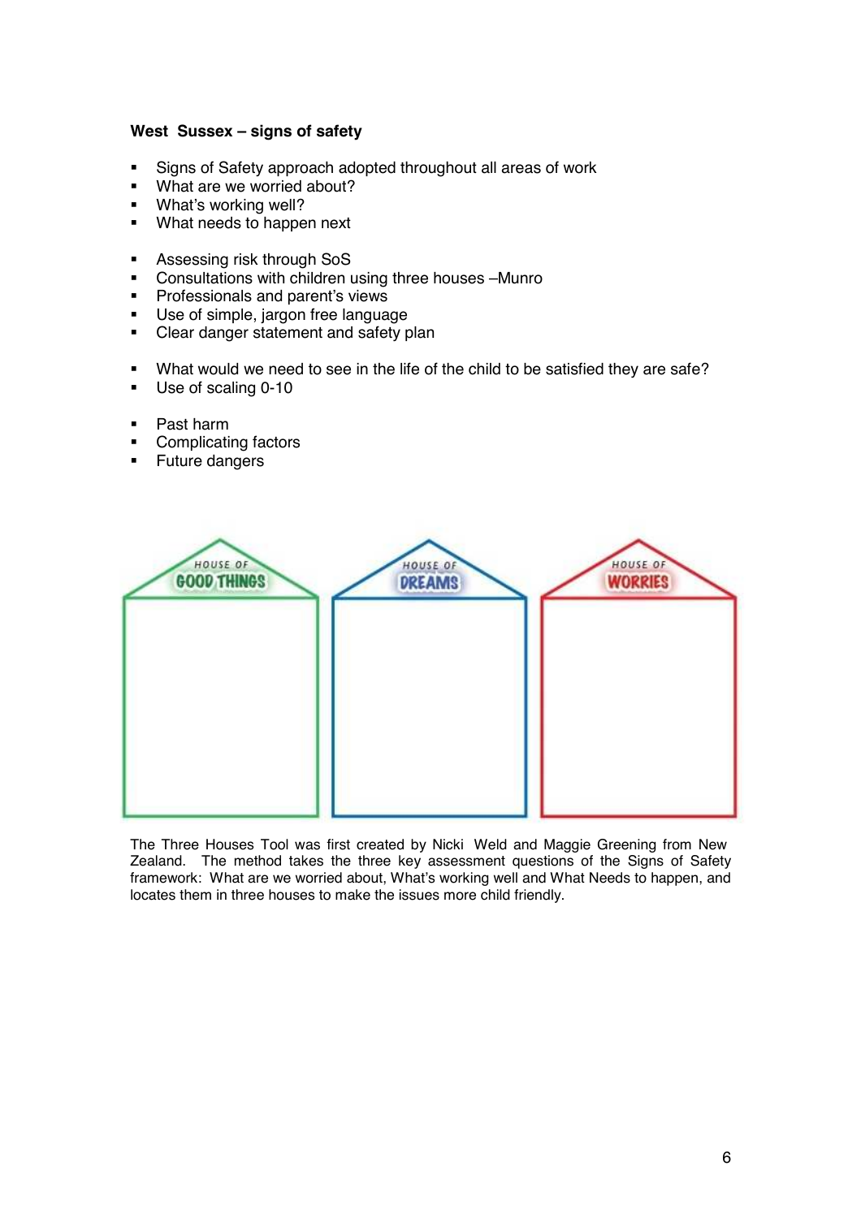**West Sussex – signs of safety**

- Signs of Safety approach adopted throughout all areas of work
- What are we worried about?
- What's working well?
- What needs to happen next

- Assessing risk through SoS
- Consultations with children using three houses –Munro
- Professionals and parent's views
- Use of simple, jargon free language
- Clear danger statement and safety plan

- What would we need to see in the life of the child to be satisfied they are safe?
- Use of scaling 0-10

- Past harm
- Complicating factors
- Future dangers

HOUSE OF GOOD THINGS | HOUSE OF DREAMS | HOUSE OF WORRIES

The Three Houses Tool was first created by Nicki Weld and Maggie Greening from New Zealand. The method takes the three key assessment questions of the Signs of Safety framework: What are we worried about, What's working well and What Needs to happen, and locates them in three houses to make the issues more child friendly.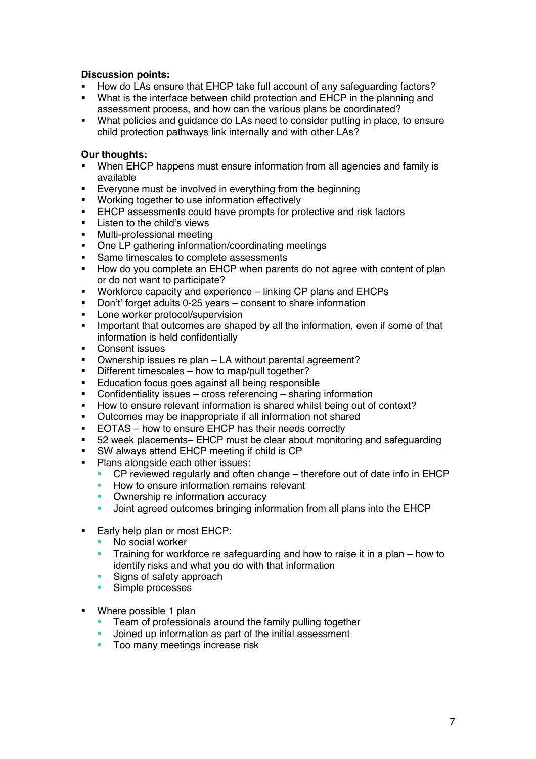**Discussion points:**

- How do LAs ensure that EHCP take full account of any safeguarding factors?
- What is the interface between child protection and EHCP in the planning and assessment process, and how can the various plans be coordinated?
- What policies and guidance do LAs need to consider putting in place, to ensure child protection pathways link internally and with other LAs?

**Our thoughts:**

- When EHCP happens must ensure information from all agencies and family is available
- Everyone must be involved in everything from the beginning
- Working together to use information effectively
- EHCP assessments could have prompts for protective and risk factors
- Listen to the child's views
- Multi-professional meeting
- One LP gathering information/coordinating meetings
- Same timescales to complete assessments
- How do you complete an EHCP when parents do not agree with content of plan or do not want to participate?
- Workforce capacity and experience – linking CP plans and EHCPs
- Don't' forget adults 0-25 years – consent to share information
- Lone worker protocol/supervision
- Important that outcomes are shaped by all the information, even if some of that information is held confidentially
- Consent issues
- Ownership issues re plan – LA without parental agreement?
- Different timescales – how to map/pull together?
- Education focus goes against all being responsible
- Confidentiality issues – cross referencing – sharing information
- How to ensure relevant information is shared whilst being out of context?
- Outcomes may be inappropriate if all information not shared
- EOTAS – how to ensure EHCP has their needs correctly
- 52 week placements– EHCP must be clear about monitoring and safeguarding
- SW always attend EHCP meeting if child is CP
- Plans alongside each other issues:
  - CP reviewed regularly and often change – therefore out of date info in EHCP
  - How to ensure information remains relevant
  - Ownership re information accuracy
  - Joint agreed outcomes bringing information from all plans into the EHCP

- Early help plan or most EHCP:
  - No social worker
  - Training for workforce re safeguarding and how to raise it in a plan – how to identify risks and what you do with that information
  - Signs of safety approach
  - Simple processes

- Where possible 1 plan
  - Team of professionals around the family pulling together
  - Joined up information as part of the initial assessment
  - Too many meetings increase risk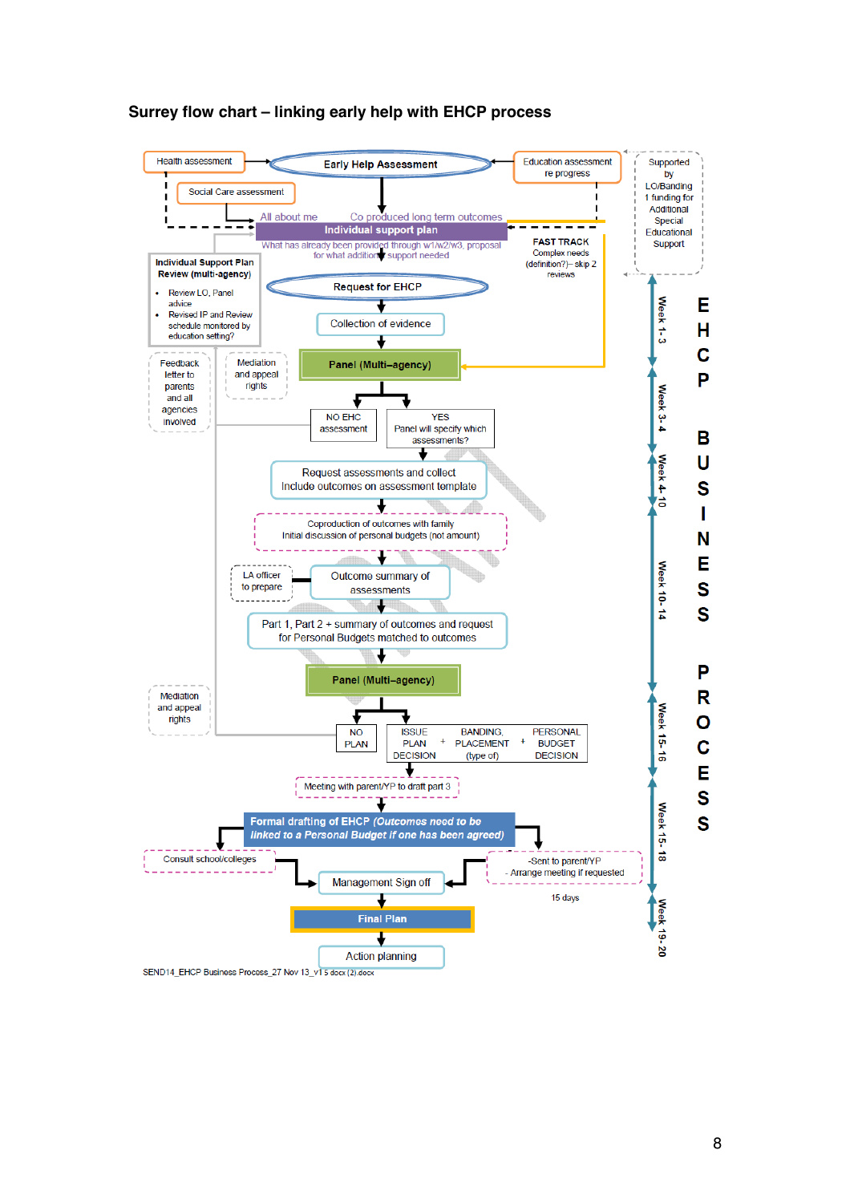# Surrey flow chart – linking early help with EHCP process

Health assessment

Social Care assessment

Early Help Assessment

Education assessment re progress

Supported by LO/Banding 1 funding for Additional Special Educational Support

All about me — Co produced long term outcomes

**Individual support plan**

What has already been provided through w1/w2/w3, proposal for what additional support needed

**FAST TRACK**
Complex needs (definition?)– skip 2 reviews

**Individual Support Plan Review (multi-agency)**

- Review LO, Panel advice
- Revised IP and Review schedule monitored by education setting?

Request for EHCP

Collection of evidence

**Panel (Multi–agency)**

Feedback letter to parents and all agencies involved

Mediation and appeal rights

NO EHC assessment

YES Panel will specify which assessments?

Request assessments and collect
Include outcomes on assessment template

Coproduction of outcomes with family
Initial discussion of personal budgets (not amount)

LA officer to prepare

Outcome summary of assessments

Part 1, Part 2 + summary of outcomes and request for Personal Budgets matched to outcomes

**Panel (Multi–agency)**

Mediation and appeal rights

NO PLAN

ISSUE PLAN DECISION + BANDING, PLACEMENT (type of) + PERSONAL BUDGET DECISION

Meeting with parent/YP to draft part 3

**Formal drafting of EHCP *(Outcomes need to be linked to a Personal Budget if one has been agreed)***

Consult school/colleges

Management Sign off

-Sent to parent/YP
- Arrange meeting if requested

15 days

**Final Plan**

Action planning

Week 1-3 | Week 3-4 | Week 4-10 | Week 10-14 | Week 15-16 | Week 15-18 | Week 19-20

**EHCP BUSINESS PROCESS**

SEND14_EHCP Business Process_27 Nov 13_v1 5 docx (2).docx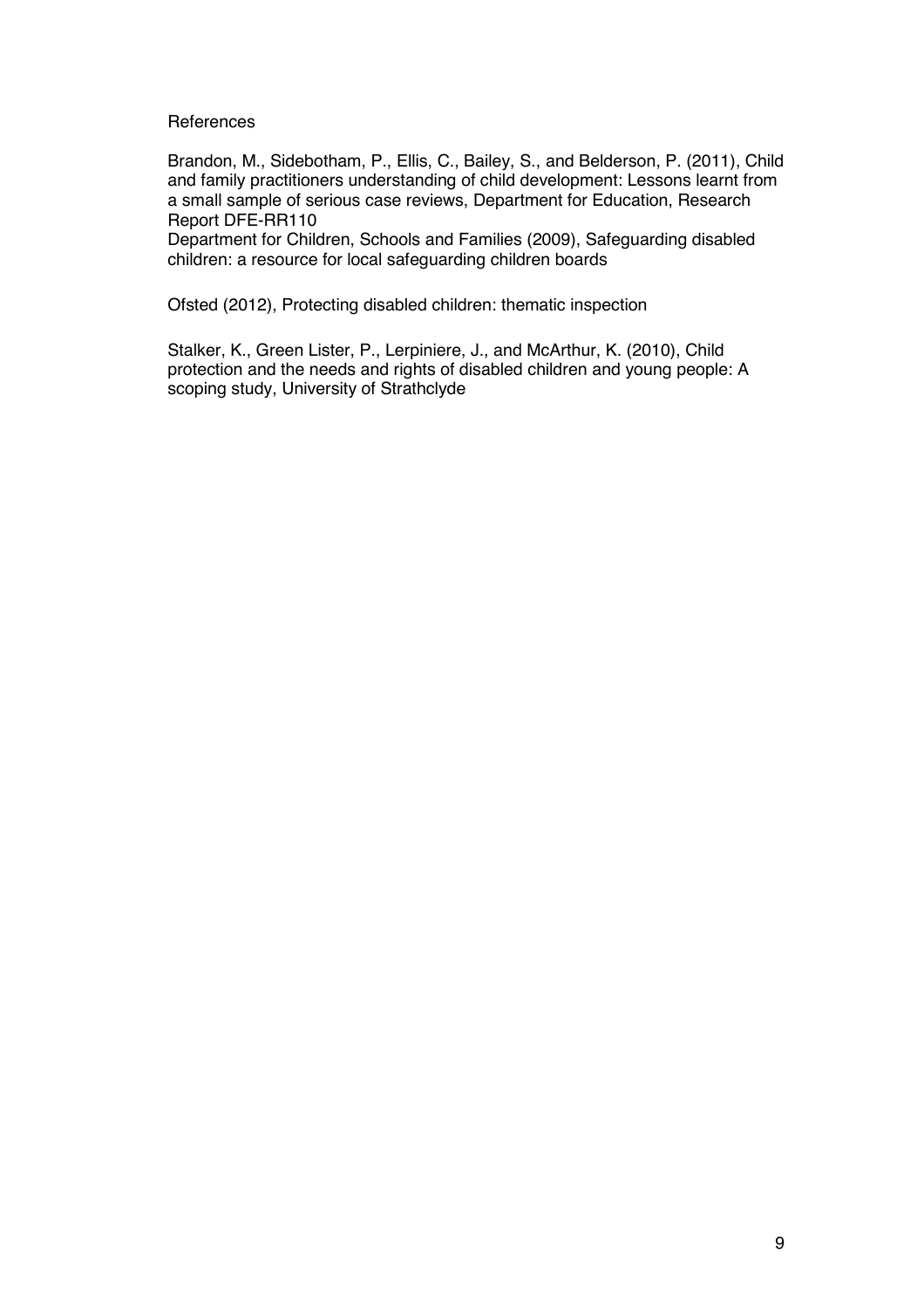References

Brandon, M., Sidebotham, P., Ellis, C., Bailey, S., and Belderson, P. (2011), Child and family practitioners understanding of child development: Lessons learnt from a small sample of serious case reviews, Department for Education, Research Report DFE-RR110

Department for Children, Schools and Families (2009), Safeguarding disabled children: a resource for local safeguarding children boards

Ofsted (2012), Protecting disabled children: thematic inspection

Stalker, K., Green Lister, P., Lerpiniere, J., and McArthur, K. (2010), Child protection and the needs and rights of disabled children and young people: A scoping study, University of Strathclyde